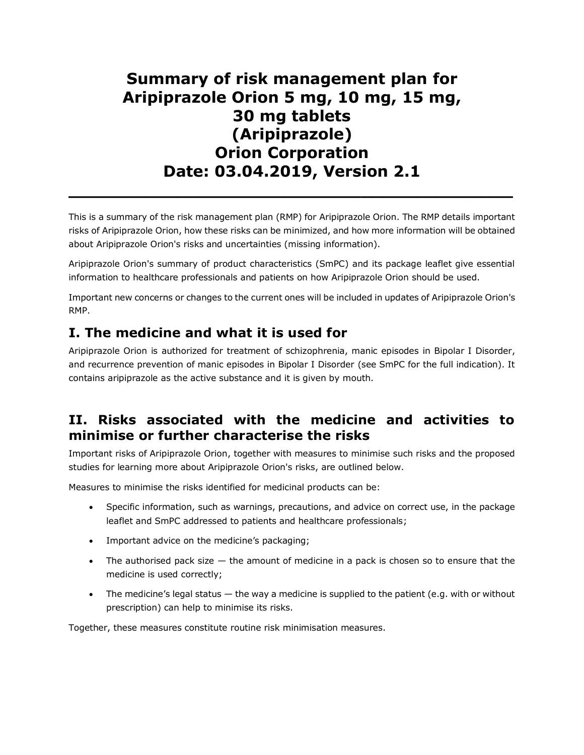# Summary of risk management plan for Aripiprazole Orion 5 mg, 10 mg, 15 mg, 30 mg tablets (Aripiprazole) Orion Corporation Date: 03.04.2019, Version 2.1

This is a summary of the risk management plan (RMP) for Aripiprazole Orion. The RMP details important risks of Aripiprazole Orion, how these risks can be minimized, and how more information will be obtained about Aripiprazole Orion's risks and uncertainties (missing information).

Aripiprazole Orion's summary of product characteristics (SmPC) and its package leaflet give essential information to healthcare professionals and patients on how Aripiprazole Orion should be used.

Important new concerns or changes to the current ones will be included in updates of Aripiprazole Orion's RMP.

## I. The medicine and what it is used for

Aripiprazole Orion is authorized for treatment of schizophrenia, manic episodes in Bipolar I Disorder, and recurrence prevention of manic episodes in Bipolar I Disorder (see SmPC for the full indication). It contains aripiprazole as the active substance and it is given by mouth.

## II. Risks associated with the medicine and activities to minimise or further characterise the risks

Important risks of Aripiprazole Orion, together with measures to minimise such risks and the proposed studies for learning more about Aripiprazole Orion's risks, are outlined below.

Measures to minimise the risks identified for medicinal products can be:

- Specific information, such as warnings, precautions, and advice on correct use, in the package leaflet and SmPC addressed to patients and healthcare professionals;
- Important advice on the medicine's packaging;
- The authorised pack size — the amount of medicine in a pack is chosen so to ensure that the medicine is used correctly;
- The medicine's legal status — the way a medicine is supplied to the patient (e.g. with or without prescription) can help to minimise its risks.

Together, these measures constitute routine risk minimisation measures.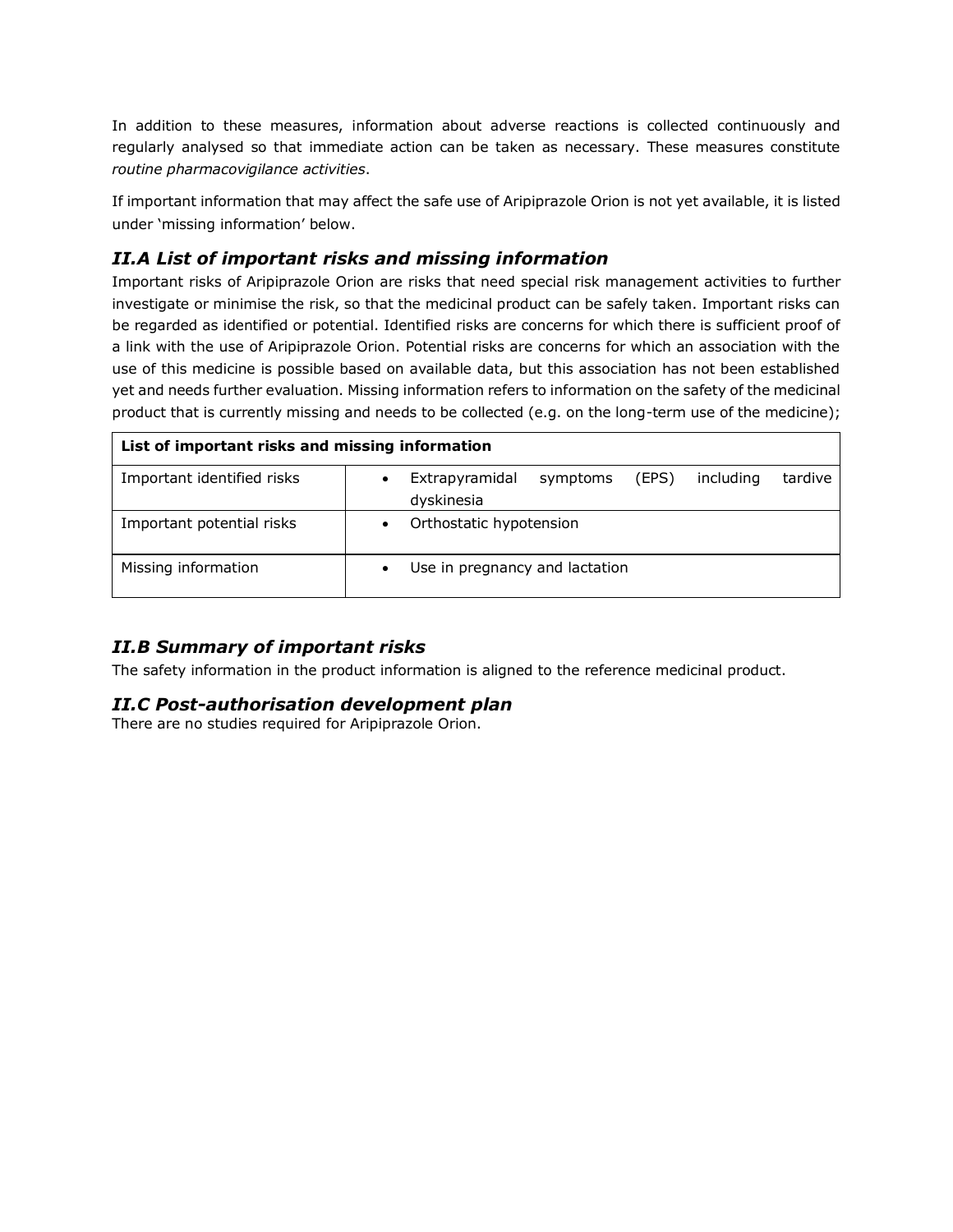In addition to these measures, information about adverse reactions is collected continuously and regularly analysed so that immediate action can be taken as necessary. These measures constitute *routine pharmacovigilance activities*.

If important information that may affect the safe use of Aripiprazole Orion is not yet available, it is listed under 'missing information' below.

### *II.A List of important risks and missing information*

Important risks of Aripiprazole Orion are risks that need special risk management activities to further investigate or minimise the risk, so that the medicinal product can be safely taken. Important risks can be regarded as identified or potential. Identified risks are concerns for which there is sufficient proof of a link with the use of Aripiprazole Orion. Potential risks are concerns for which an association with the use of this medicine is possible based on available data, but this association has not been established yet and needs further evaluation. Missing information refers to information on the safety of the medicinal product that is currently missing and needs to be collected (e.g. on the long-term use of the medicine);

| **List of important risks and missing information** | |
|---|---|
| Important identified risks | • Extrapyramidal symptoms (EPS) including tardive dyskinesia |
| Important potential risks | • Orthostatic hypotension |
| Missing information | • Use in pregnancy and lactation |

### *II.B Summary of important risks*

The safety information in the product information is aligned to the reference medicinal product.

### *II.C Post-authorisation development plan*

There are no studies required for Aripiprazole Orion.